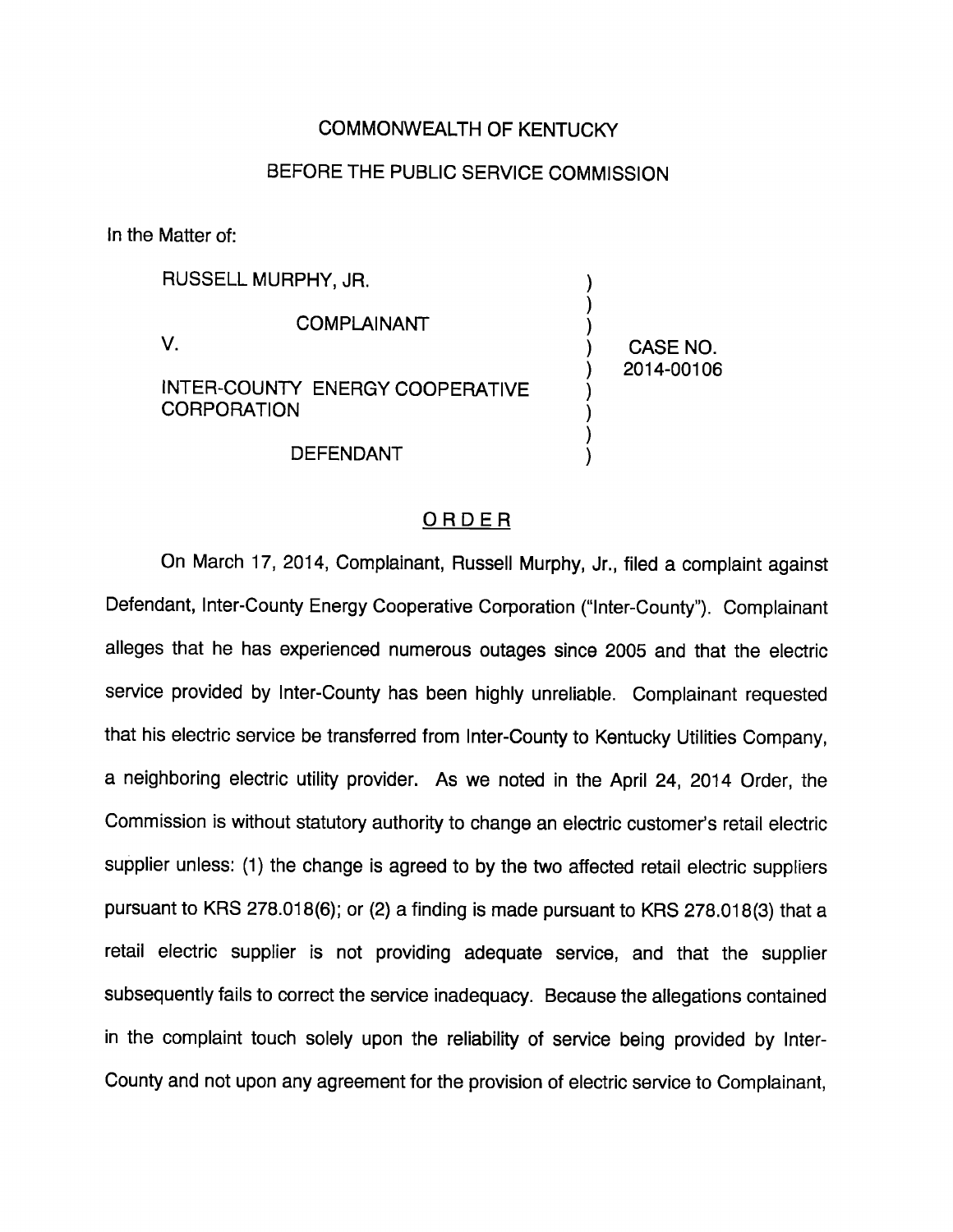COMMONWEALTH OF KENTUCKY

BEFORE THE PUBLIC SERVICE COMMISSION

In the Matter of:

| | | |
|---|---|---|
| RUSSELL MURPHY, JR. | ) | |
| COMPLAINANT | ) | |
| V. | ) | CASE NO. |
| | ) | 2014-00106 |
| INTER-COUNTY ENERGY COOPERATIVE CORPORATION | ) | |
| DEFENDANT | ) | |

## ORDER

On March 17, 2014, Complainant, Russell Murphy, Jr., filed a complaint against Defendant, Inter-County Energy Cooperative Corporation ("Inter-County"). Complainant alleges that he has experienced numerous outages since 2005 and that the electric service provided by Inter-County has been highly unreliable. Complainant requested that his electric service be transferred from Inter-County to Kentucky Utilities Company, a neighboring electric utility provider. As we noted in the April 24, 2014 Order, the Commission is without statutory authority to change an electric customer's retail electric supplier unless: (1) the change is agreed to by the two affected retail electric suppliers pursuant to KRS 278.018(6); or (2) a finding is made pursuant to KRS 278.018(3) that a retail electric supplier is not providing adequate service, and that the supplier subsequently fails to correct the service inadequacy. Because the allegations contained in the complaint touch solely upon the reliability of service being provided by Inter-County and not upon any agreement for the provision of electric service to Complainant,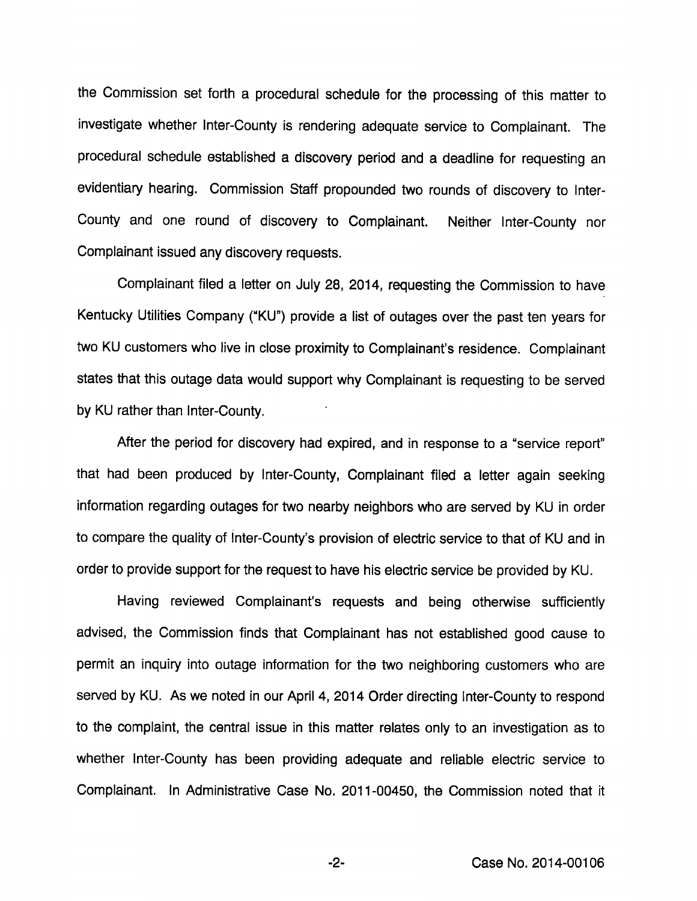the Commission set forth a procedural schedule for the processing of this matter to investigate whether Inter-County is rendering adequate service to Complainant. The procedural schedule established a discovery period and a deadline for requesting an evidentiary hearing. Commission Staff propounded two rounds of discovery to Inter-County and one round of discovery to Complainant. Neither Inter-County nor Complainant issued any discovery requests.

Complainant filed a letter on July 28, 2014, requesting the Commission to have Kentucky Utilities Company ("KU") provide a list of outages over the past ten years for two KU customers who live in close proximity to Complainant's residence. Complainant states that this outage data would support why Complainant is requesting to be served by KU rather than Inter-County.

After the period for discovery had expired, and in response to a "service report" that had been produced by Inter-County, Complainant filed a letter again seeking information regarding outages for two nearby neighbors who are served by KU in order to compare the quality of Inter-County's provision of electric service to that of KU and in order to provide support for the request to have his electric service be provided by KU.

Having reviewed Complainant's requests and being otherwise sufficiently advised, the Commission finds that Complainant has not established good cause to permit an inquiry into outage information for the two neighboring customers who are served by KU. As we noted in our April 4, 2014 Order directing Inter-County to respond to the complaint, the central issue in this matter relates only to an investigation as to whether Inter-County has been providing adequate and reliable electric service to Complainant. In Administrative Case No. 2011-00450, the Commission noted that it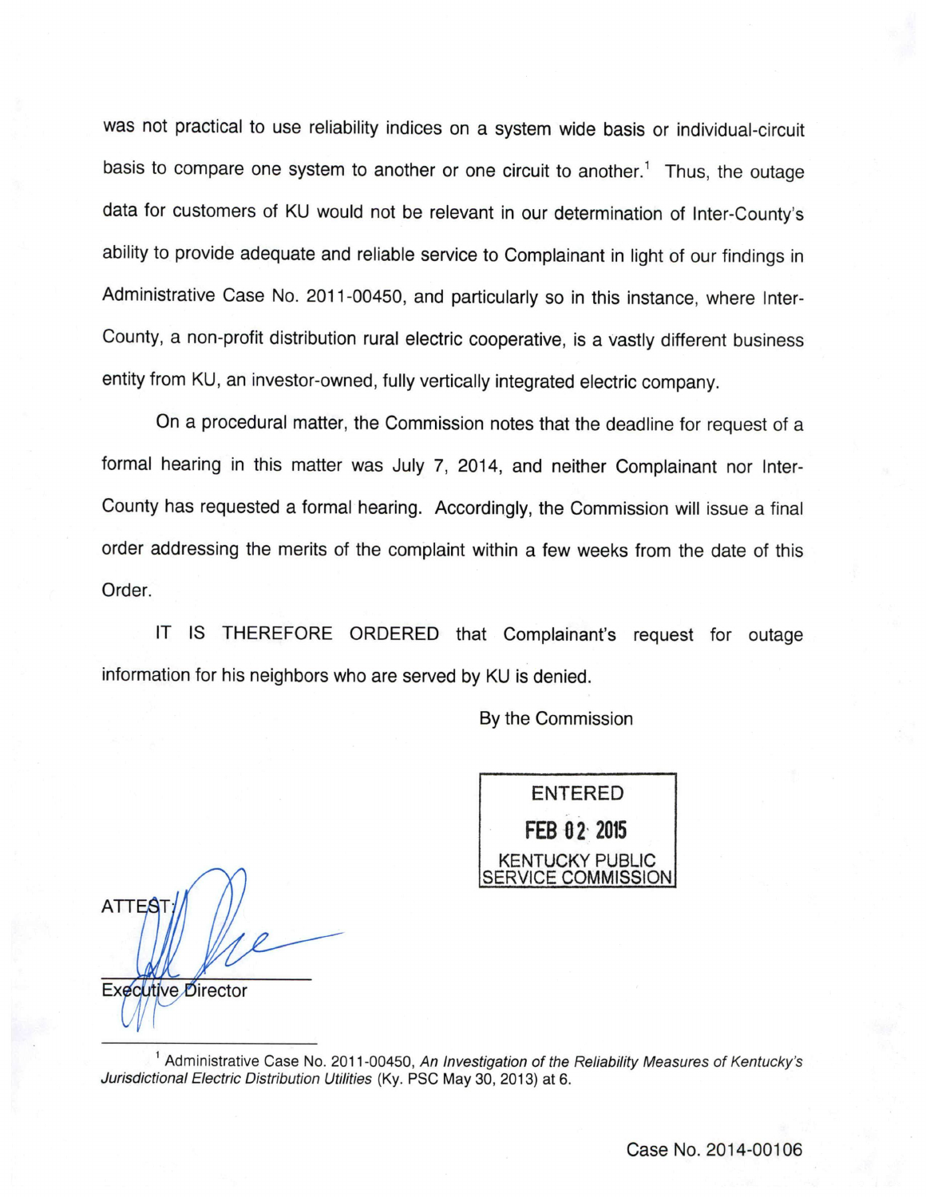was not practical to use reliability indices on a system wide basis or individual-circuit basis to compare one system to another or one circuit to another.[1] Thus, the outage data for customers of KU would not be relevant in our determination of Inter-County's ability to provide adequate and reliable service to Complainant in light of our findings in Administrative Case No. 2011-00450, and particularly so in this instance, where Inter-County, a non-profit distribution rural electric cooperative, is a vastly different business entity from KU, an investor-owned, fully vertically integrated electric company.

On a procedural matter, the Commission notes that the deadline for request of a formal hearing in this matter was July 7, 2014, and neither Complainant nor Inter-County has requested a formal hearing. Accordingly, the Commission will issue a final order addressing the merits of the complaint within a few weeks from the date of this Order.

IT IS THEREFORE ORDERED that Complainant's request for outage information for his neighbors who are served by KU is denied.

By the Commission

ENTERED
FEB 02 2015
KENTUCKY PUBLIC SERVICE COMMISSION

ATTEST:

Executive Director

[1] Administrative Case No. 2011-00450, *An Investigation of the Reliability Measures of Kentucky's Jurisdictional Electric Distribution Utilities* (Ky. PSC May 30, 2013) at 6.

Case No. 2014-00106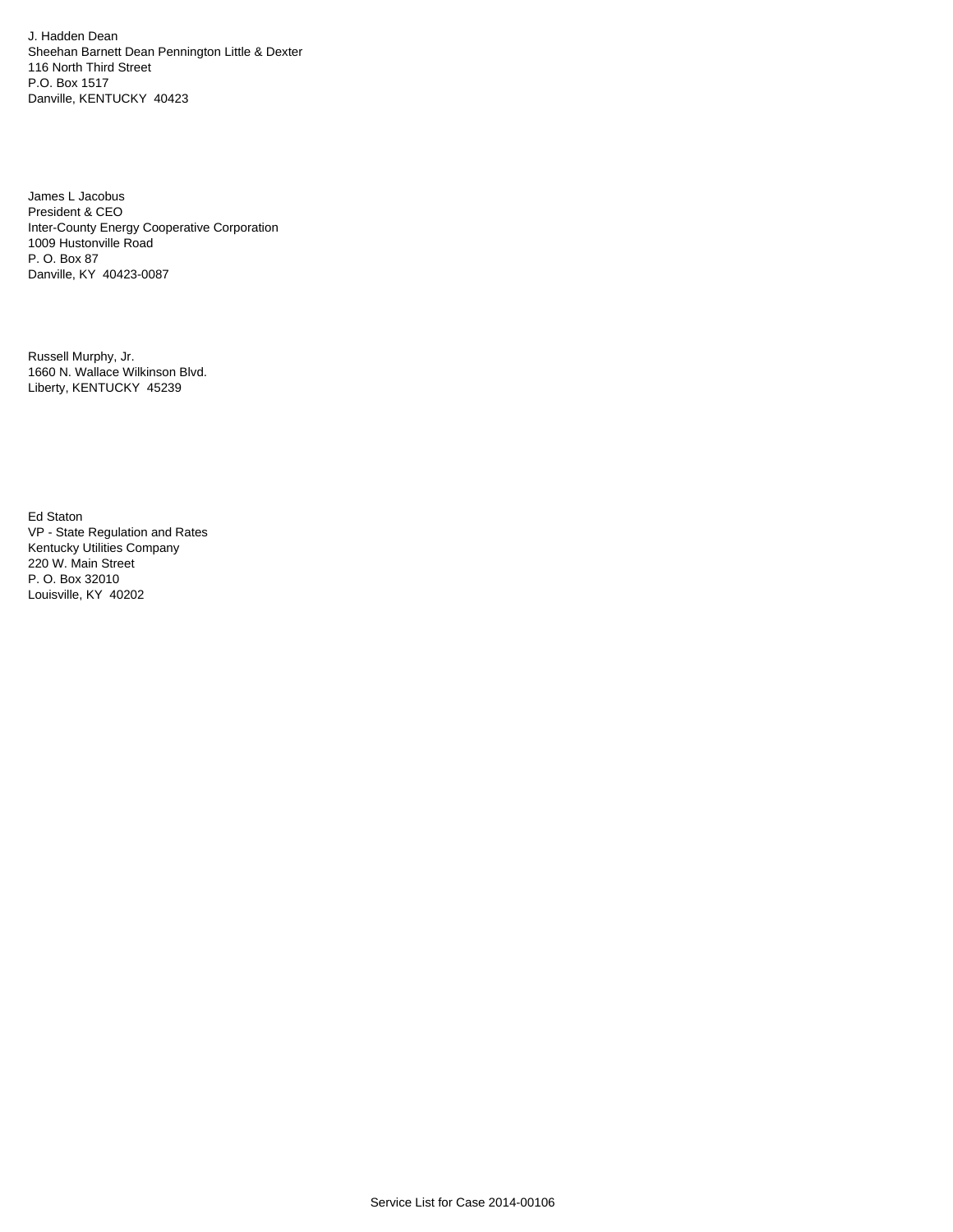J. Hadden Dean
Sheehan Barnett Dean Pennington Little & Dexter
116 North Third Street
P.O. Box 1517
Danville, KENTUCKY 40423

James L Jacobus
President & CEO
Inter-County Energy Cooperative Corporation
1009 Hustonville Road
P. O. Box 87
Danville, KY 40423-0087

Russell Murphy, Jr.
1660 N. Wallace Wilkinson Blvd.
Liberty, KENTUCKY 45239

Ed Staton
VP - State Regulation and Rates
Kentucky Utilities Company
220 W. Main Street
P. O. Box 32010
Louisville, KY 40202

Service List for Case 2014-00106